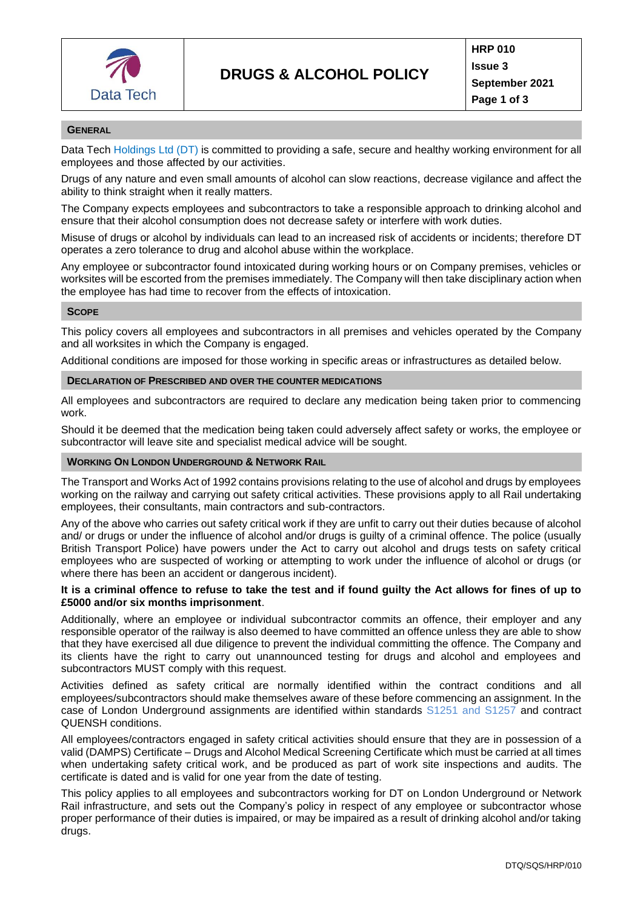# DRUGS & ALCOHOL POLICY

HRP 010
Issue 3
September 2021

## GENERAL

Data Tech Holdings Ltd (DT) is committed to providing a safe, secure and healthy working environment for all employees and those affected by our activities.

Drugs of any nature and even small amounts of alcohol can slow reactions, decrease vigilance and affect the ability to think straight when it really matters.

The Company expects employees and subcontractors to take a responsible approach to drinking alcohol and ensure that their alcohol consumption does not decrease safety or interfere with work duties.

Misuse of drugs or alcohol by individuals can lead to an increased risk of accidents or incidents; therefore DT operates a zero tolerance to drug and alcohol abuse within the workplace.

Any employee or subcontractor found intoxicated during working hours or on Company premises, vehicles or worksites will be escorted from the premises immediately. The Company will then take disciplinary action when the employee has had time to recover from the effects of intoxication.

## SCOPE

This policy covers all employees and subcontractors in all premises and vehicles operated by the Company and all worksites in which the Company is engaged.

Additional conditions are imposed for those working in specific areas or infrastructures as detailed below.

## DECLARATION OF PRESCRIBED AND OVER THE COUNTER MEDICATIONS

All employees and subcontractors are required to declare any medication being taken prior to commencing work.

Should it be deemed that the medication being taken could adversely affect safety or works, the employee or subcontractor will leave site and specialist medical advice will be sought.

## WORKING ON LONDON UNDERGROUND & NETWORK RAIL

The Transport and Works Act of 1992 contains provisions relating to the use of alcohol and drugs by employees working on the railway and carrying out safety critical activities. These provisions apply to all Rail undertaking employees, their consultants, main contractors and sub-contractors.

Any of the above who carries out safety critical work if they are unfit to carry out their duties because of alcohol and/ or drugs or under the influence of alcohol and/or drugs is guilty of a criminal offence. The police (usually British Transport Police) have powers under the Act to carry out alcohol and drugs tests on safety critical employees who are suspected of working or attempting to work under the influence of alcohol or drugs (or where there has been an accident or dangerous incident).

**It is a criminal offence to refuse to take the test and if found guilty the Act allows for fines of up to £5000 and/or six months imprisonment**.

Additionally, where an employee or individual subcontractor commits an offence, their employer and any responsible operator of the railway is also deemed to have committed an offence unless they are able to show that they have exercised all due diligence to prevent the individual committing the offence. The Company and its clients have the right to carry out unannounced testing for drugs and alcohol and employees and subcontractors MUST comply with this request.

Activities defined as safety critical are normally identified within the contract conditions and all employees/subcontractors should make themselves aware of these before commencing an assignment. In the case of London Underground assignments are identified within standards S1251 and S1257 and contract QUENSH conditions.

All employees/contractors engaged in safety critical activities should ensure that they are in possession of a valid (DAMPS) Certificate – Drugs and Alcohol Medical Screening Certificate which must be carried at all times when undertaking safety critical work, and be produced as part of work site inspections and audits. The certificate is dated and is valid for one year from the date of testing.

This policy applies to all employees and subcontractors working for DT on London Underground or Network Rail infrastructure, and sets out the Company's policy in respect of any employee or subcontractor whose proper performance of their duties is impaired, or may be impaired as a result of drinking alcohol and/or taking drugs.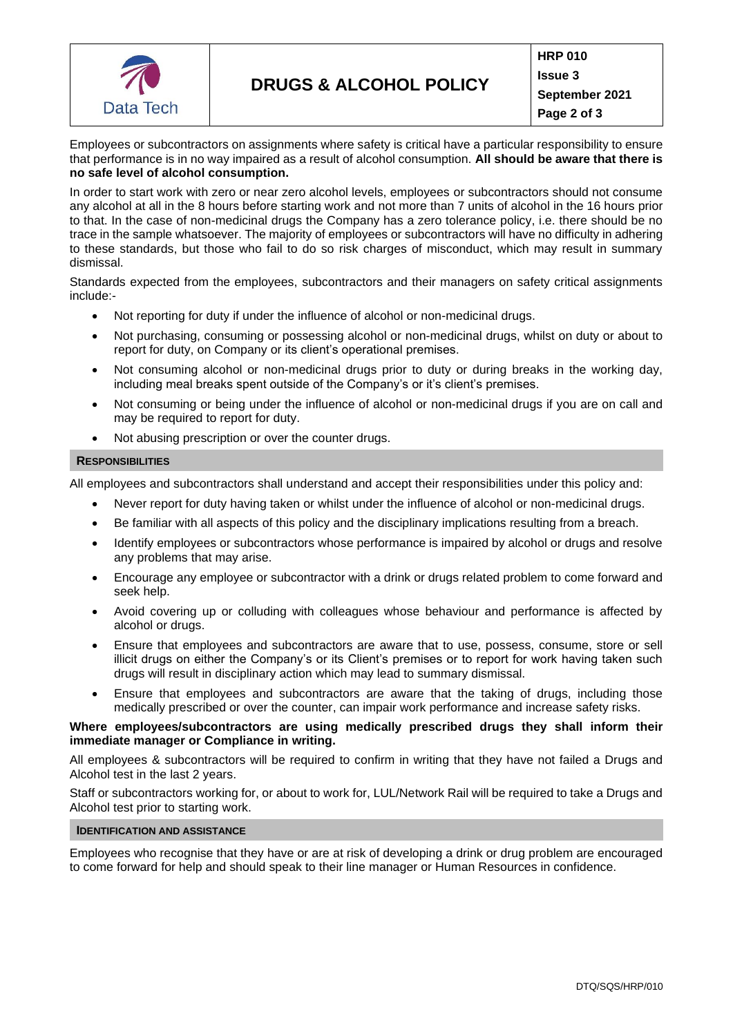Employees or subcontractors on assignments where safety is critical have a particular responsibility to ensure that performance is in no way impaired as a result of alcohol consumption. **All should be aware that there is no safe level of alcohol consumption.**

In order to start work with zero or near zero alcohol levels, employees or subcontractors should not consume any alcohol at all in the 8 hours before starting work and not more than 7 units of alcohol in the 16 hours prior to that. In the case of non-medicinal drugs the Company has a zero tolerance policy, i.e. there should be no trace in the sample whatsoever. The majority of employees or subcontractors will have no difficulty in adhering to these standards, but those who fail to do so risk charges of misconduct, which may result in summary dismissal.

Standards expected from the employees, subcontractors and their managers on safety critical assignments include:-

- Not reporting for duty if under the influence of alcohol or non-medicinal drugs.
- Not purchasing, consuming or possessing alcohol or non-medicinal drugs, whilst on duty or about to report for duty, on Company or its client's operational premises.
- Not consuming alcohol or non-medicinal drugs prior to duty or during breaks in the working day, including meal breaks spent outside of the Company's or it's client's premises.
- Not consuming or being under the influence of alcohol or non-medicinal drugs if you are on call and may be required to report for duty.
- Not abusing prescription or over the counter drugs.

## RESPONSIBILITIES

All employees and subcontractors shall understand and accept their responsibilities under this policy and:

- Never report for duty having taken or whilst under the influence of alcohol or non-medicinal drugs.
- Be familiar with all aspects of this policy and the disciplinary implications resulting from a breach.
- Identify employees or subcontractors whose performance is impaired by alcohol or drugs and resolve any problems that may arise.
- Encourage any employee or subcontractor with a drink or drugs related problem to come forward and seek help.
- Avoid covering up or colluding with colleagues whose behaviour and performance is affected by alcohol or drugs.
- Ensure that employees and subcontractors are aware that to use, possess, consume, store or sell illicit drugs on either the Company's or its Client's premises or to report for work having taken such drugs will result in disciplinary action which may lead to summary dismissal.
- Ensure that employees and subcontractors are aware that the taking of drugs, including those medically prescribed or over the counter, can impair work performance and increase safety risks.

**Where employees/subcontractors are using medically prescribed drugs they shall inform their immediate manager or Compliance in writing.**

All employees & subcontractors will be required to confirm in writing that they have not failed a Drugs and Alcohol test in the last 2 years.

Staff or subcontractors working for, or about to work for, LUL/Network Rail will be required to take a Drugs and Alcohol test prior to starting work.

## IDENTIFICATION AND ASSISTANCE

Employees who recognise that they have or are at risk of developing a drink or drug problem are encouraged to come forward for help and should speak to their line manager or Human Resources in confidence.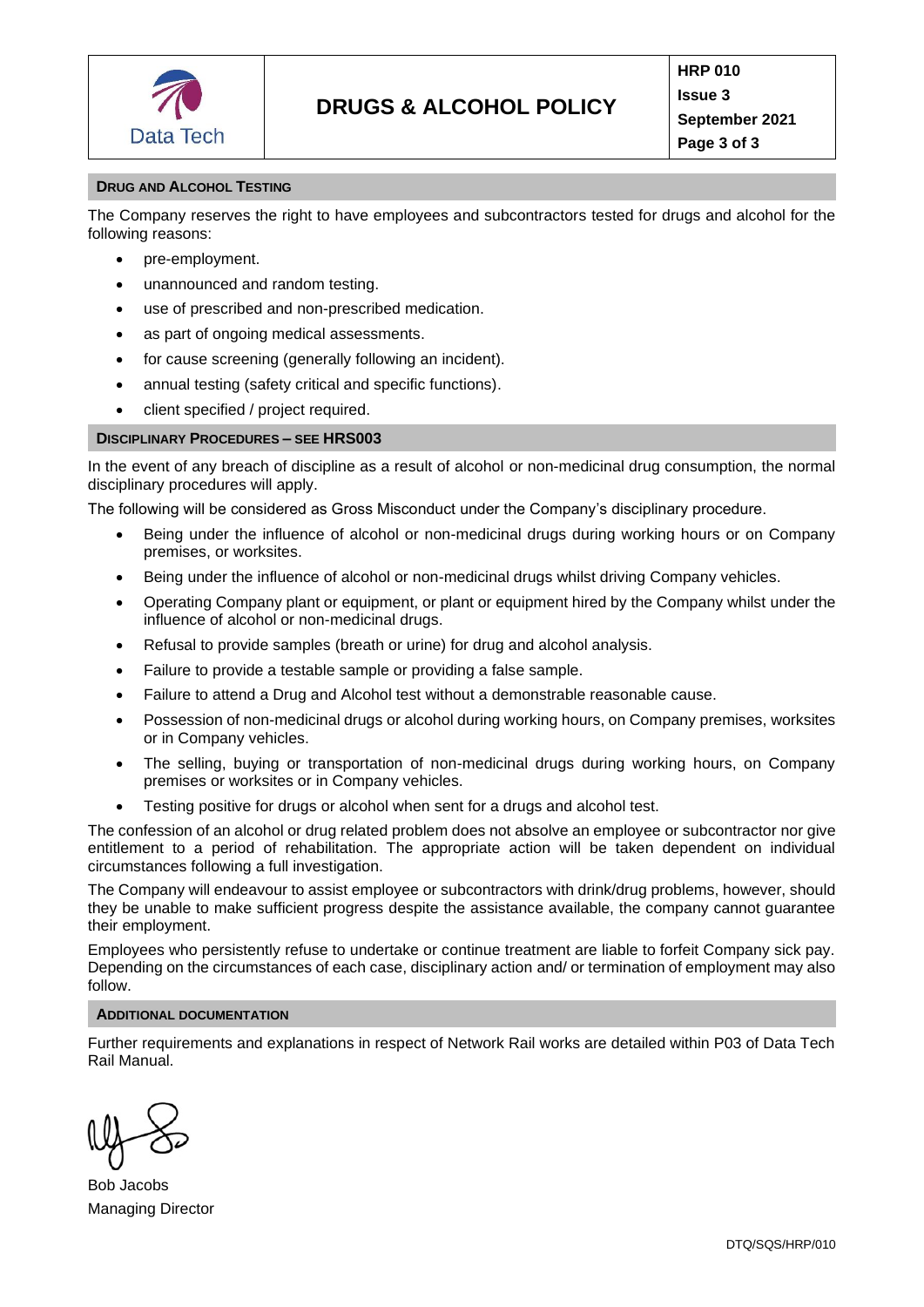## DRUG AND ALCOHOL TESTING

The Company reserves the right to have employees and subcontractors tested for drugs and alcohol for the following reasons:

- pre-employment.
- unannounced and random testing.
- use of prescribed and non-prescribed medication.
- as part of ongoing medical assessments.
- for cause screening (generally following an incident).
- annual testing (safety critical and specific functions).
- client specified / project required.

## DISCIPLINARY PROCEDURES – SEE HRS003

In the event of any breach of discipline as a result of alcohol or non-medicinal drug consumption, the normal disciplinary procedures will apply.

The following will be considered as Gross Misconduct under the Company's disciplinary procedure.

- Being under the influence of alcohol or non-medicinal drugs during working hours or on Company premises, or worksites.
- Being under the influence of alcohol or non-medicinal drugs whilst driving Company vehicles.
- Operating Company plant or equipment, or plant or equipment hired by the Company whilst under the influence of alcohol or non-medicinal drugs.
- Refusal to provide samples (breath or urine) for drug and alcohol analysis.
- Failure to provide a testable sample or providing a false sample.
- Failure to attend a Drug and Alcohol test without a demonstrable reasonable cause.
- Possession of non-medicinal drugs or alcohol during working hours, on Company premises, worksites or in Company vehicles.
- The selling, buying or transportation of non-medicinal drugs during working hours, on Company premises or worksites or in Company vehicles.
- Testing positive for drugs or alcohol when sent for a drugs and alcohol test.

The confession of an alcohol or drug related problem does not absolve an employee or subcontractor nor give entitlement to a period of rehabilitation. The appropriate action will be taken dependent on individual circumstances following a full investigation.

The Company will endeavour to assist employee or subcontractors with drink/drug problems, however, should they be unable to make sufficient progress despite the assistance available, the company cannot guarantee their employment.

Employees who persistently refuse to undertake or continue treatment are liable to forfeit Company sick pay. Depending on the circumstances of each case, disciplinary action and/ or termination of employment may also follow.

## ADDITIONAL DOCUMENTATION

Further requirements and explanations in respect of Network Rail works are detailed within P03 of Data Tech Rail Manual.

Bob Jacobs
Managing Director